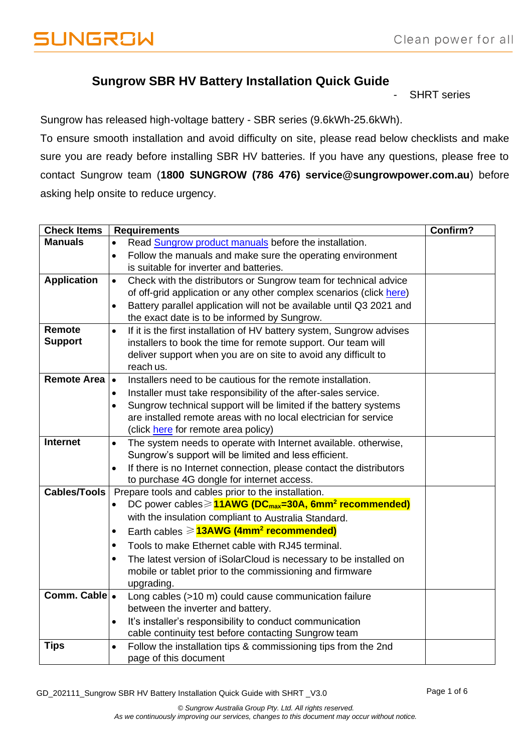# Sungrow SBR HV Battery Installation Quick Guide

- SHRT series

Sungrow has released high-voltage battery - SBR series (9.6kWh-25.6kWh).

To ensure smooth installation and avoid difficulty on site, please read below checklists and make sure you are ready before installing SBR HV batteries. If you have any questions, please free to contact Sungrow team (**1800 SUNGROW (786 476) service@sungrowpower.com.au**) before asking help onsite to reduce urgency.

| Check Items | Requirements | Confirm? |
|---|---|---|
| **Manuals** | • Read Sungrow product manuals before the installation.<br>• Follow the manuals and make sure the operating environment is suitable for inverter and batteries. | |
| **Application** | • Check with the distributors or Sungrow team for technical advice of off-grid application or any other complex scenarios (click here)<br>• Battery parallel application will not be available until Q3 2021 and the exact date is to be informed by Sungrow. | |
| **Remote Support** | • If it is the first installation of HV battery system, Sungrow advises installers to book the time for remote support. Our team will deliver support when you are on site to avoid any difficult to reach us. | |
| **Remote Area** | • Installers need to be cautious for the remote installation.<br>• Installer must take responsibility of the after-sales service.<br>• Sungrow technical support will be limited if the battery systems are installed remote areas with no local electrician for service (click here for remote area policy) | |
| **Internet** | • The system needs to operate with Internet available. otherwise, Sungrow's support will be limited and less efficient.<br>• If there is no Internet connection, please contact the distributors to purchase 4G dongle for internet access. | |
| **Cables/Tools** | Prepare tools and cables prior to the installation.<br>• DC power cables ⩾ **11AWG ($DC_{max}$=30A, 6mm² recommended)** with the insulation compliant to Australia Standard.<br>• Earth cables ⩾ **13AWG (4mm² recommended)**<br>• Tools to make Ethernet cable with RJ45 terminal.<br>• The latest version of iSolarCloud is necessary to be installed on mobile or tablet prior to the commissioning and firmware upgrading. | |
| **Comm. Cable** | • Long cables (>10 m) could cause communication failure between the inverter and battery.<br>• It's installer's responsibility to conduct communication cable continuity test before contacting Sungrow team | |
| **Tips** | • Follow the installation tips & commissioning tips from the 2nd page of this document | |

GD_202111_Sungrow SBR HV Battery Installation Quick Guide with SHRT _V3.0

*© Sungrow Australia Group Pty. Ltd. All rights reserved.*
*As we continuously improving our services, changes to this document may occur without notice.*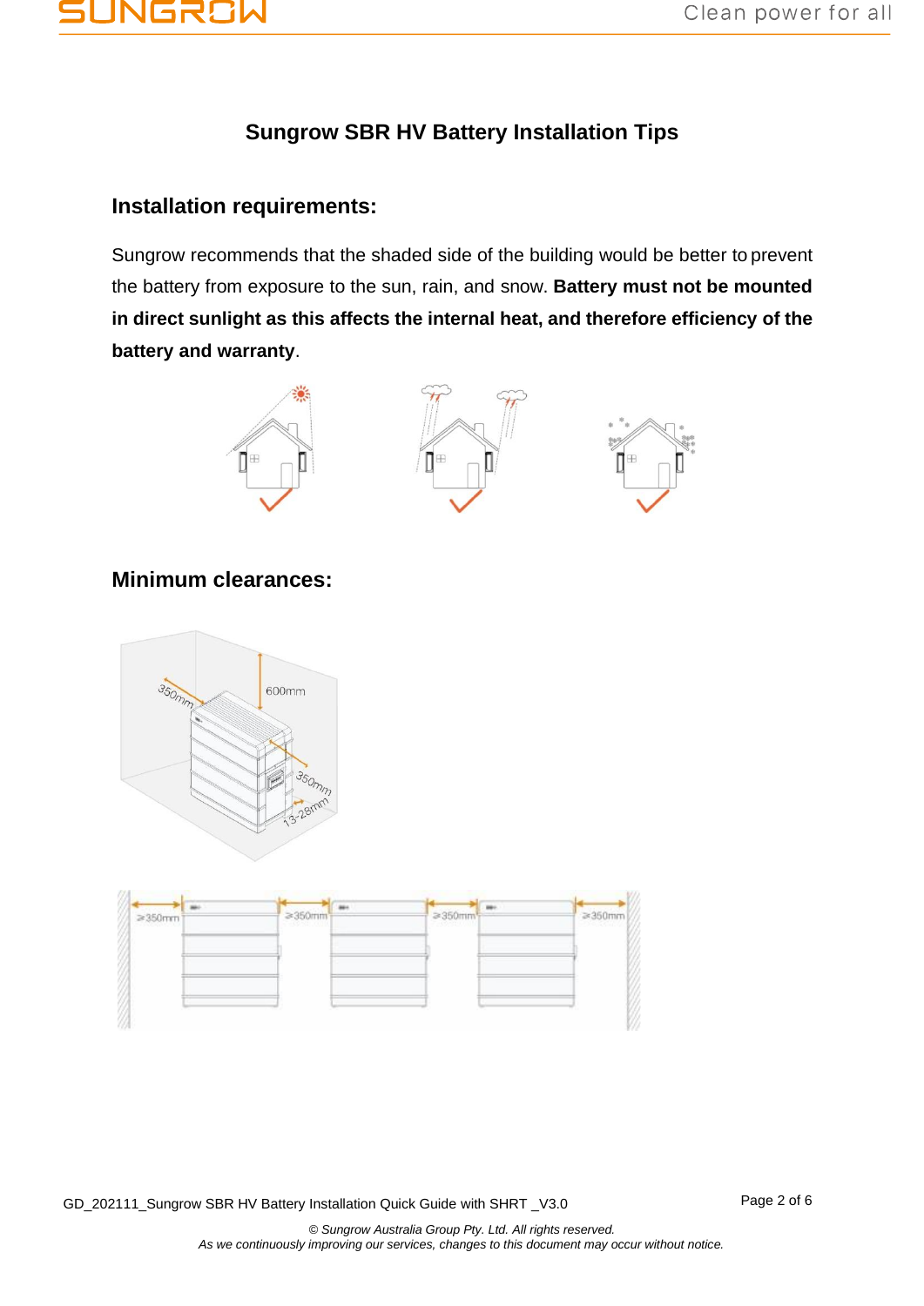# Sungrow SBR HV Battery Installation Tips

## Installation requirements:

Sungrow recommends that the shaded side of the building would be better to prevent the battery from exposure to the sun, rain, and snow. **Battery must not be mounted in direct sunlight as this affects the internal heat, and therefore efficiency of the battery and warranty**.

## Minimum clearances: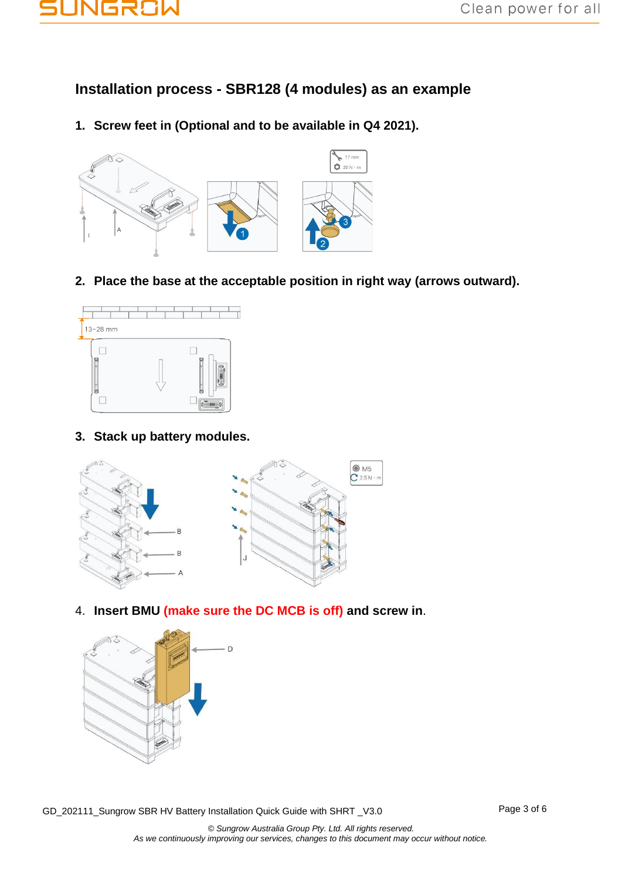## Installation process - SBR128 (4 modules) as an example

1. **Screw feet in (Optional and to be available in Q4 2021).**

2. **Place the base at the acceptable position in right way (arrows outward).**

3. **Stack up battery modules.**

4. **Insert BMU (make sure the DC MCB is off) and screw in.**

GD_202111_Sungrow SBR HV Battery Installation Quick Guide with SHRT _V3.0

*© Sungrow Australia Group Pty. Ltd. All rights reserved.*
*As we continuously improving our services, changes to this document may occur without notice.*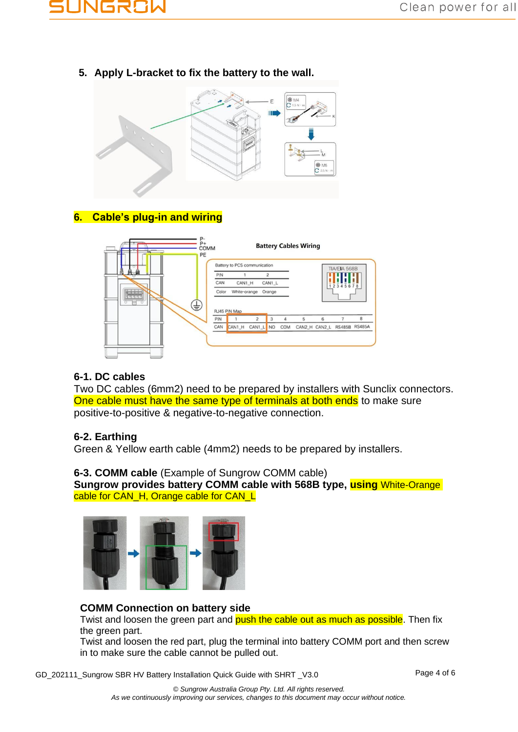5. **Apply L-bracket to fix the battery to the wall.**

6. **Cable's plug-in and wiring**

**6-1. DC cables**
Two DC cables (6mm2) need to be prepared by installers with Sunclix connectors. One cable must have the same type of terminals at both ends to make sure positive-to-positive & negative-to-negative connection.

**6-2. Earthing**
Green & Yellow earth cable (4mm2) needs to be prepared by installers.

**6-3. COMM cable** (Example of Sungrow COMM cable)
**Sungrow provides battery COMM cable with 568B type, using** White-Orange cable for CAN_H, Orange cable for CAN_L

**COMM Connection on battery side**
Twist and loosen the green part and push the cable out as much as possible. Then fix the green part.
Twist and loosen the red part, plug the terminal into battery COMM port and then screw in to make sure the cable cannot be pulled out.

GD_202111_Sungrow SBR HV Battery Installation Quick Guide with SHRT _V3.0

*© Sungrow Australia Group Pty. Ltd. All rights reserved.*
*As we continuously improving our services, changes to this document may occur without notice.*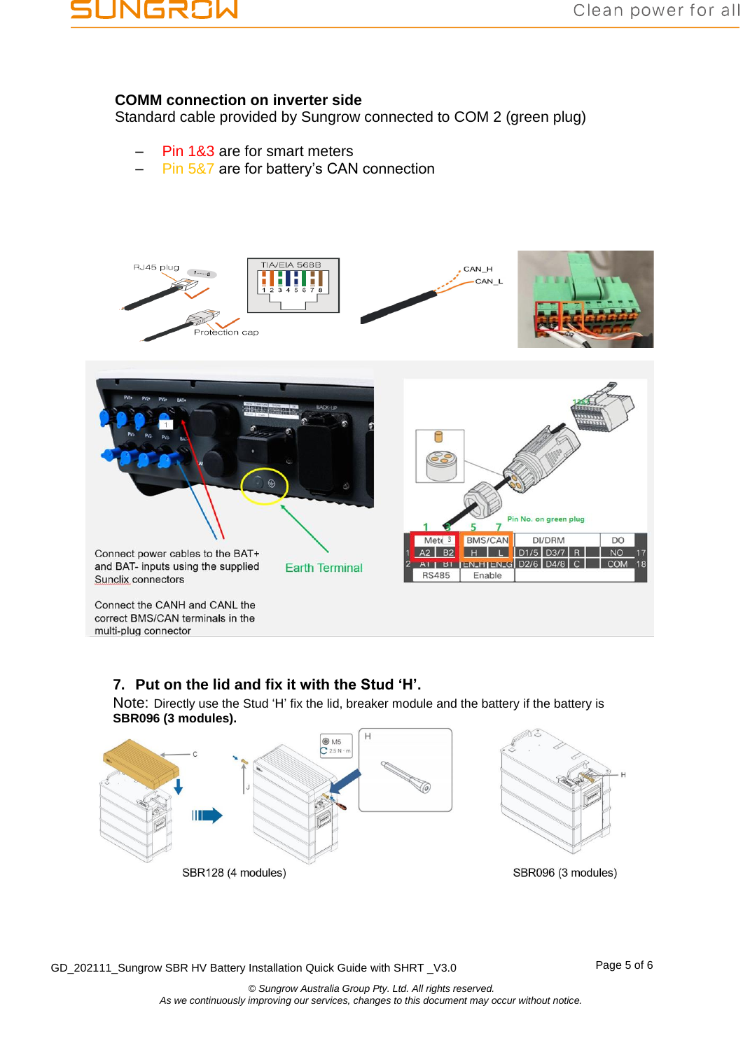**COMM connection on inverter side**

Standard cable provided by Sungrow connected to COM 2 (green plug)

- Pin 1&3 are for smart meters
- Pin 5&7 are for battery's CAN connection

Connect power cables to the BAT+ and BAT- inputs using the supplied Sunclix connectors

Earth Terminal

Connect the CANH and CANL the correct BMS/CAN terminals in the multi-plug connector

### 7. Put on the lid and fix it with the Stud 'H'.

Note: Directly use the Stud 'H' fix the lid, breaker module and the battery if the battery is **SBR096 (3 modules).**

SBR128 (4 modules)

SBR096 (3 modules)

GD_202111_Sungrow SBR HV Battery Installation Quick Guide with SHRT _V3.0

*© Sungrow Australia Group Pty. Ltd. All rights reserved.*
*As we continuously improving our services, changes to this document may occur without notice.*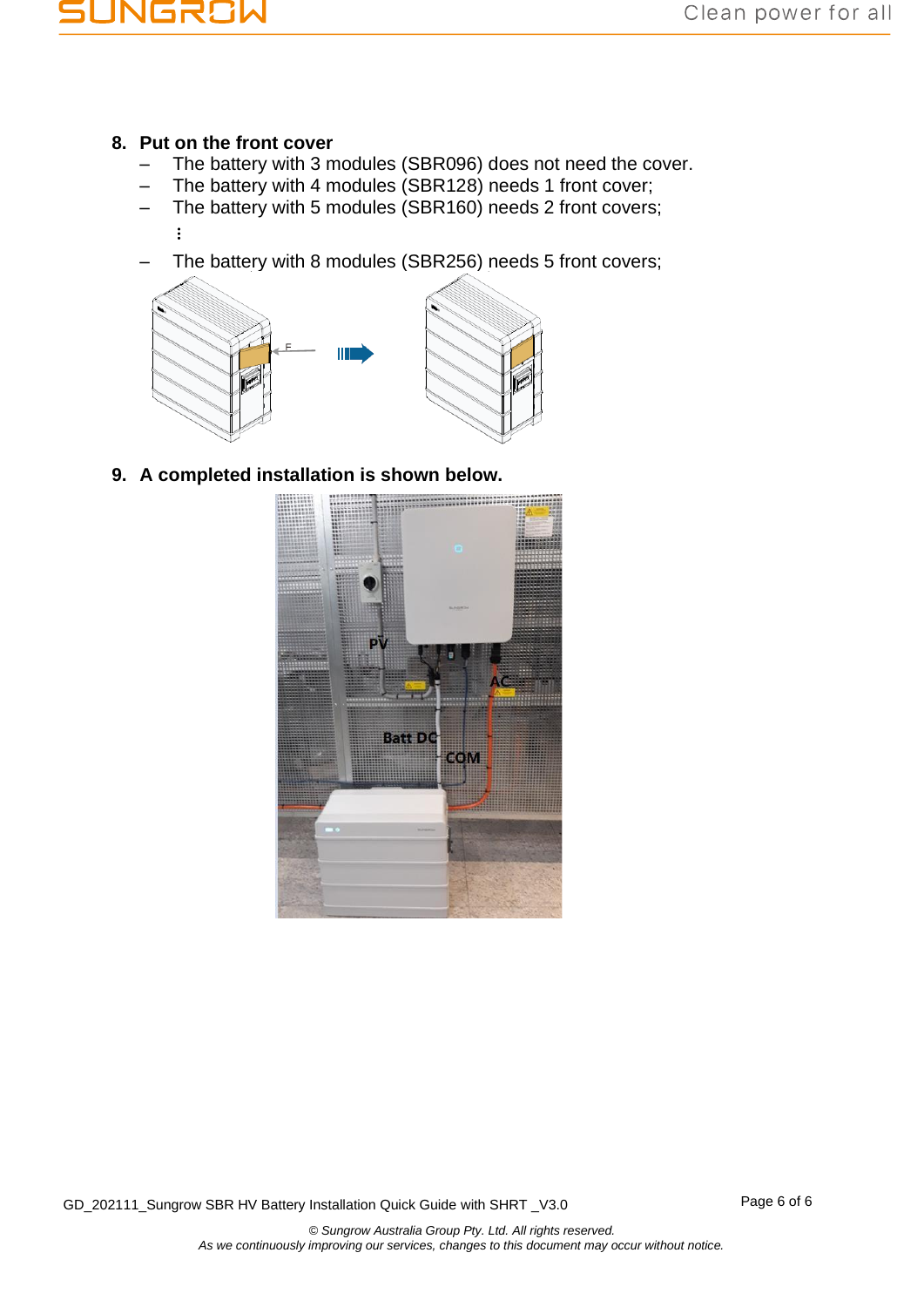8. **Put on the front cover**
   - The battery with 3 modules (SBR096) does not need the cover.
   - The battery with 4 modules (SBR128) needs 1 front cover;
   - The battery with 5 modules (SBR160) needs 2 front covers;

     ⋮

   - The battery with 8 modules (SBR256) needs 5 front covers;

9. **A completed installation is shown below.**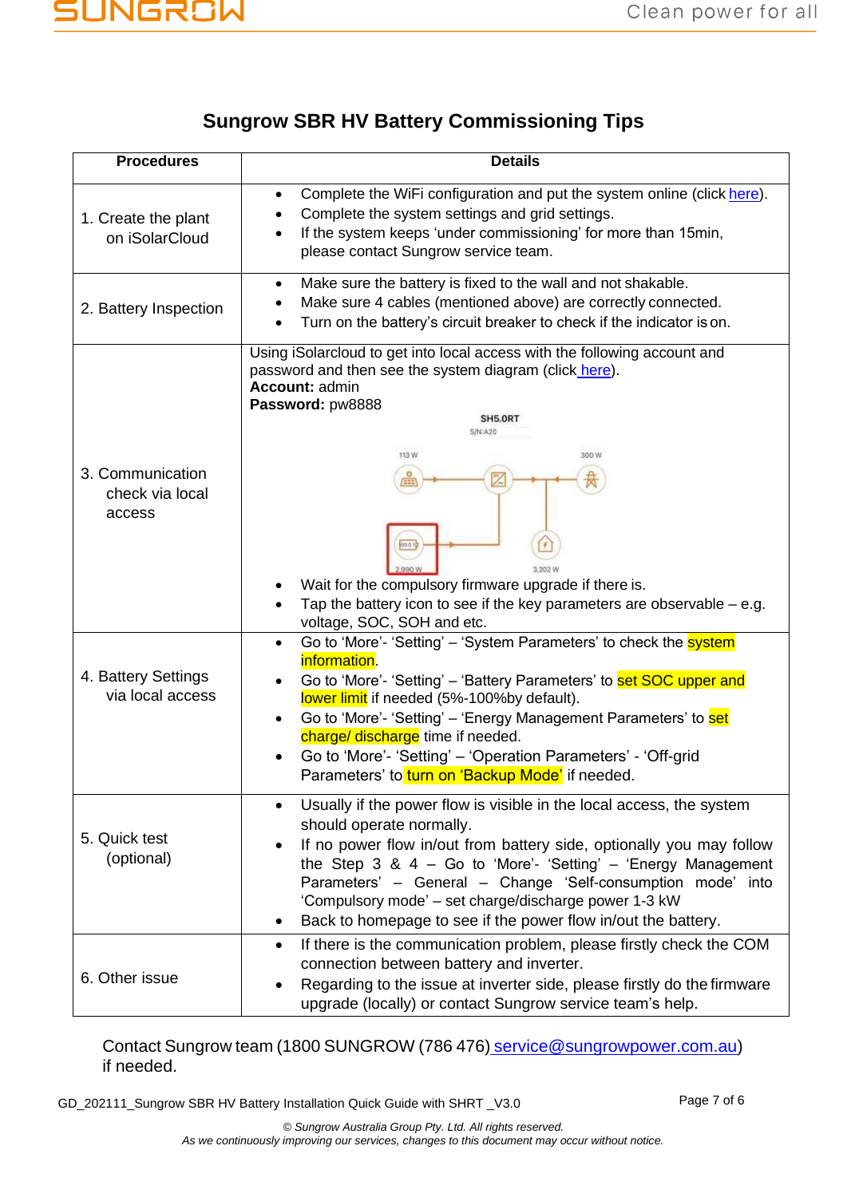## Sungrow SBR HV Battery Commissioning Tips

| Procedures | Details |
|---|---|
| 1. Create the plant on iSolarCloud | • Complete the WiFi configuration and put the system online (click here).<br>• Complete the system settings and grid settings.<br>• If the system keeps 'under commissioning' for more than 15min, please contact Sungrow service team. |
| 2. Battery Inspection | • Make sure the battery is fixed to the wall and not shakable.<br>• Make sure 4 cables (mentioned above) are correctly connected.<br>• Turn on the battery's circuit breaker to check if the indicator is on. |
| 3. Communication check via local access | Using iSolarcloud to get into local access with the following account and password and then see the system diagram (click here).<br>**Account:** admin<br>**Password:** pw8888<br>SH5.0RT<br>S/N:A20<br>113 W<br>300 W<br>2,990 W<br>3,202 W<br>• Wait for the compulsory firmware upgrade if there is.<br>• Tap the battery icon to see if the key parameters are observable – e.g. voltage, SOC, SOH and etc. |
| 4. Battery Settings via local access | • Go to 'More'- 'Setting' – 'System Parameters' to check the system information.<br>• Go to 'More'- 'Setting' – 'Battery Parameters' to set SOC upper and lower limit if needed (5%-100%by default).<br>• Go to 'More'- 'Setting' – 'Energy Management Parameters' to set charge/ discharge time if needed.<br>• Go to 'More'- 'Setting' – 'Operation Parameters' - 'Off-grid Parameters' to turn on 'Backup Mode' if needed. |
| 5. Quick test (optional) | • Usually if the power flow is visible in the local access, the system should operate normally.<br>• If no power flow in/out from battery side, optionally you may follow the Step 3 & 4 – Go to 'More'- 'Setting' – 'Energy Management Parameters' – General – Change 'Self-consumption mode' into 'Compulsory mode' – set charge/discharge power 1-3 kW<br>• Back to homepage to see if the power flow in/out the battery. |
| 6. Other issue | • If there is the communication problem, please firstly check the COM connection between battery and inverter.<br>• Regarding to the issue at inverter side, please firstly do the firmware upgrade (locally) or contact Sungrow service team's help. |

Contact Sungrow team (1800 SUNGROW (786 476) service@sungrowpower.com.au) if needed.